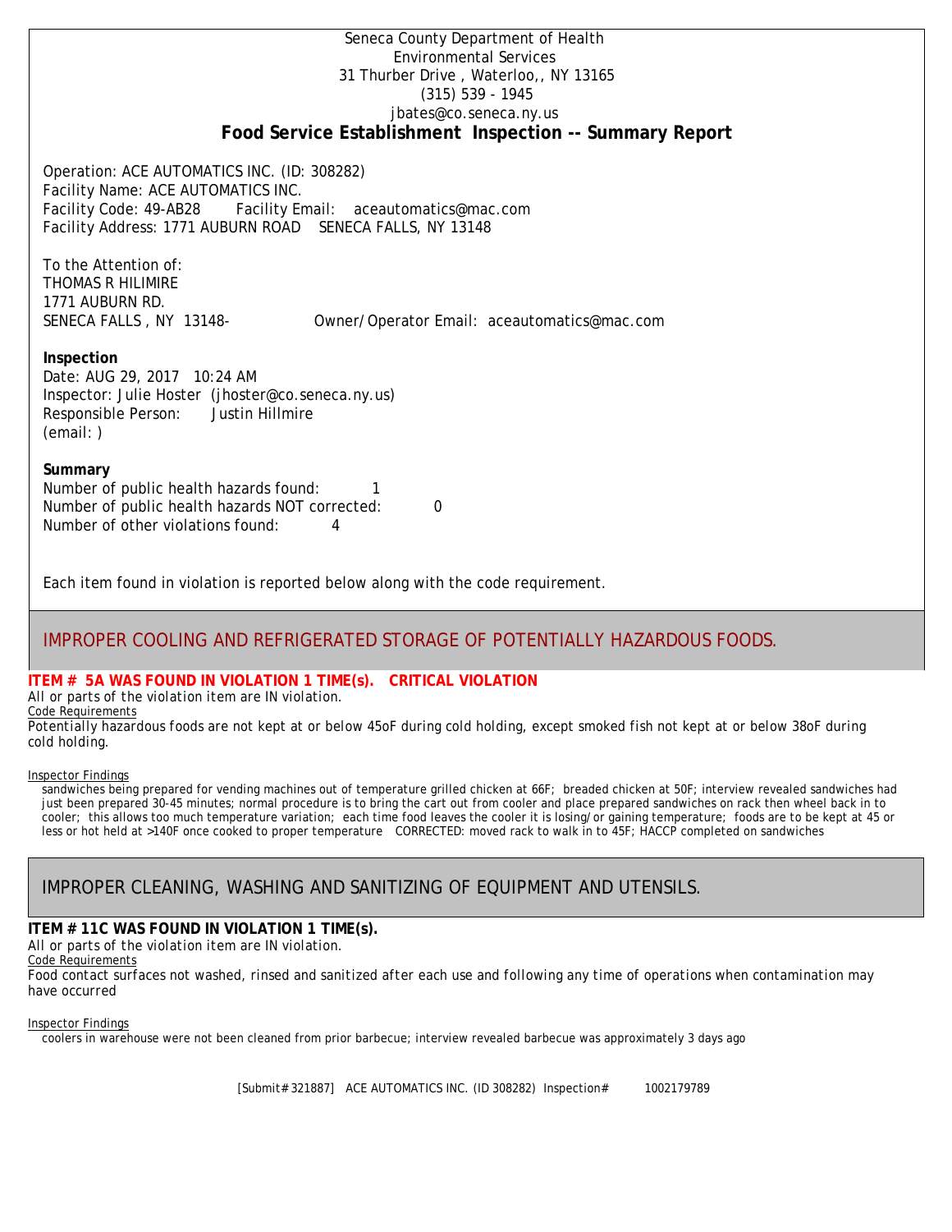Seneca County Department of Health
Environmental Services
31 Thurber Drive , Waterloo,, NY 13165
(315) 539 - 1945
jbates@co.seneca.ny.us

# Food Service Establishment Inspection -- Summary Report

Operation: ACE AUTOMATICS INC. (ID: 308282)
Facility Name: ACE AUTOMATICS INC.
Facility Code: 49-AB28 Facility Email: aceautomatics@mac.com
Facility Address: 1771 AUBURN ROAD SENECA FALLS, NY 13148

To the Attention of:
THOMAS R HILIMIRE
1771 AUBURN RD.
SENECA FALLS , NY 13148- Owner/Operator Email: aceautomatics@mac.com

**Inspection**
Date: AUG 29, 2017 10:24 AM
Inspector: Julie Hoster (jhoster@co.seneca.ny.us)
Responsible Person: Justin Hillmire
(email: )

**Summary**
Number of public health hazards found: 1
Number of public health hazards NOT corrected: 0
Number of other violations found: 4

Each item found in violation is reported below along with the code requirement.

## IMPROPER COOLING AND REFRIGERATED STORAGE OF POTENTIALLY HAZARDOUS FOODS.

**ITEM # 5A WAS FOUND IN VIOLATION 1 TIME(s). CRITICAL VIOLATION**
All or parts of the violation item are IN violation.
Code Requirements
Potentially hazardous foods are not kept at or below 45oF during cold holding, except smoked fish not kept at or below 38oF during cold holding.

Inspector Findings
sandwiches being prepared for vending machines out of temperature grilled chicken at 66F; breaded chicken at 50F; interview revealed sandwiches had just been prepared 30-45 minutes; normal procedure is to bring the cart out from cooler and place prepared sandwiches on rack then wheel back in to cooler; this allows too much temperature variation; each time food leaves the cooler it is losing/or gaining temperature; foods are to be kept at 45 or less or hot held at >140F once cooked to proper temperature CORRECTED: moved rack to walk in to 45F; HACCP completed on sandwiches

## IMPROPER CLEANING, WASHING AND SANITIZING OF EQUIPMENT AND UTENSILS.

**ITEM # 11C WAS FOUND IN VIOLATION 1 TIME(s).**
All or parts of the violation item are IN violation.
Code Requirements
Food contact surfaces not washed, rinsed and sanitized after each use and following any time of operations when contamination may have occurred

Inspector Findings
coolers in warehouse were not been cleaned from prior barbecue; interview revealed barbecue was approximately 3 days ago

[Submit#321887] ACE AUTOMATICS INC. (ID 308282) Inspection# 1002179789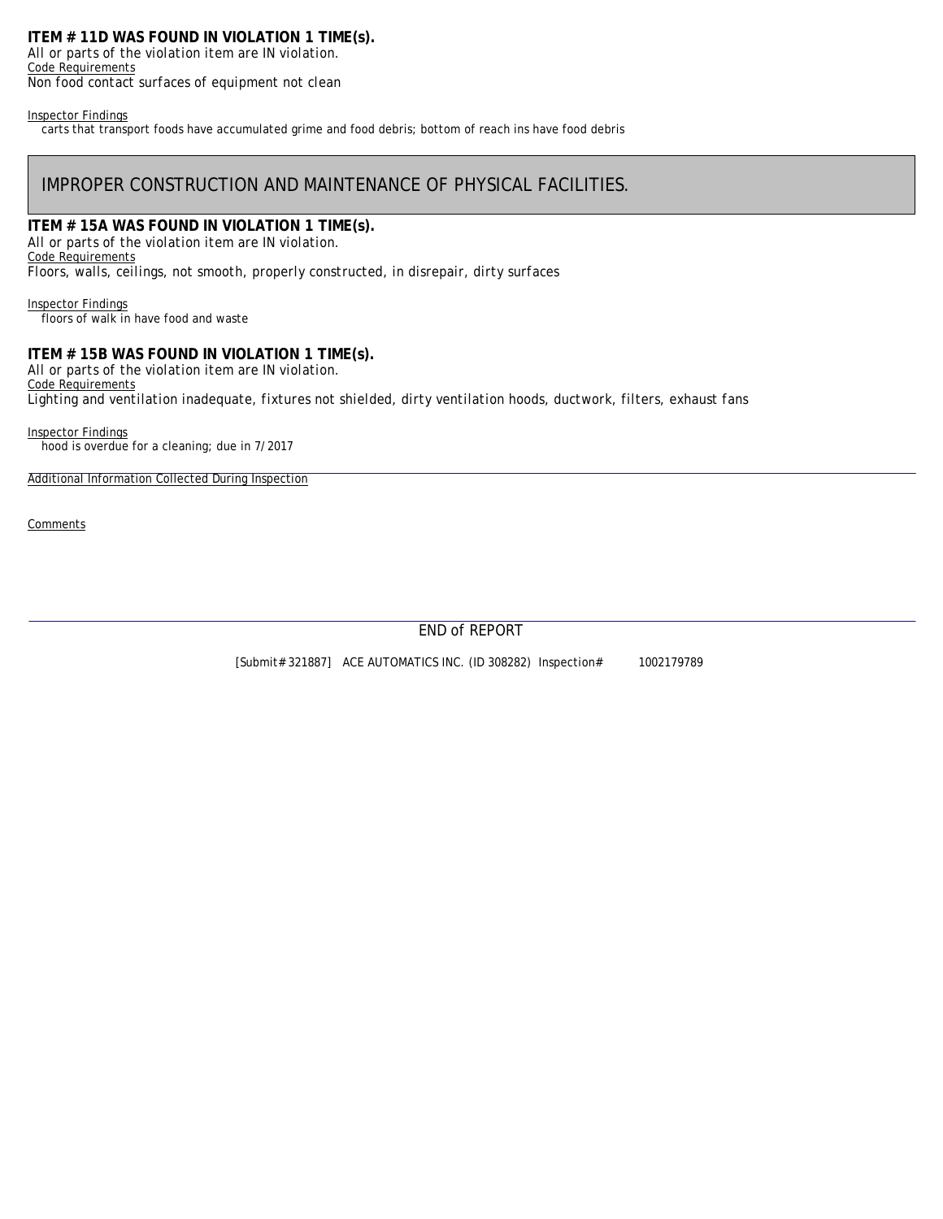**ITEM # 11D WAS FOUND IN VIOLATION 1 TIME(s).**

All or parts of the violation item are IN violation.

Code Requirements

Non food contact surfaces of equipment not clean

Inspector Findings

carts that transport foods have accumulated grime and food debris; bottom of reach ins have food debris

## IMPROPER CONSTRUCTION AND MAINTENANCE OF PHYSICAL FACILITIES.

**ITEM # 15A WAS FOUND IN VIOLATION 1 TIME(s).**

All or parts of the violation item are IN violation.

Code Requirements

Floors, walls, ceilings, not smooth, properly constructed, in disrepair, dirty surfaces

Inspector Findings

floors of walk in have food and waste

**ITEM # 15B WAS FOUND IN VIOLATION 1 TIME(s).**

All or parts of the violation item are IN violation.

Code Requirements

Lighting and ventilation inadequate, fixtures not shielded, dirty ventilation hoods, ductwork, filters, exhaust fans

Inspector Findings

hood is overdue for a cleaning; due in 7/2017

Additional Information Collected During Inspection

Comments

END of REPORT

[Submit# 321887] ACE AUTOMATICS INC. (ID 308282) Inspection# 1002179789